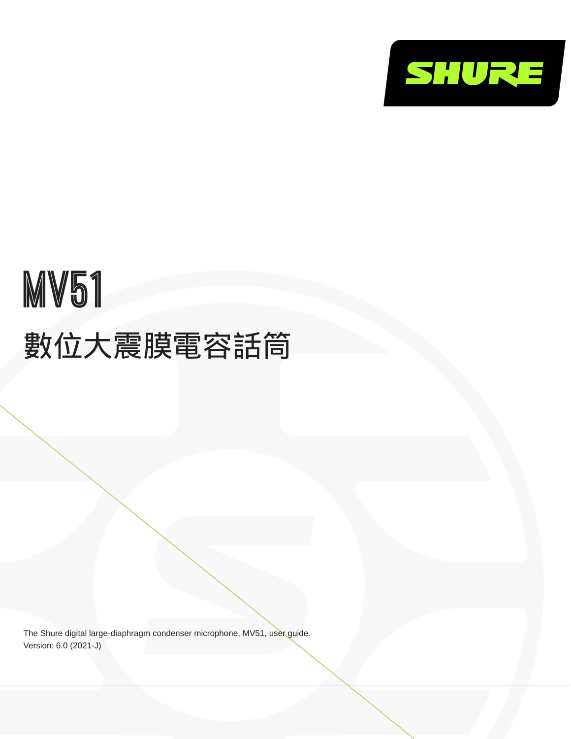# MV51

## 數位大震膜電容話筒

The Shure digital large-diaphragm condenser microphone, MV51, user guide.
Version: 6.0 (2021-J)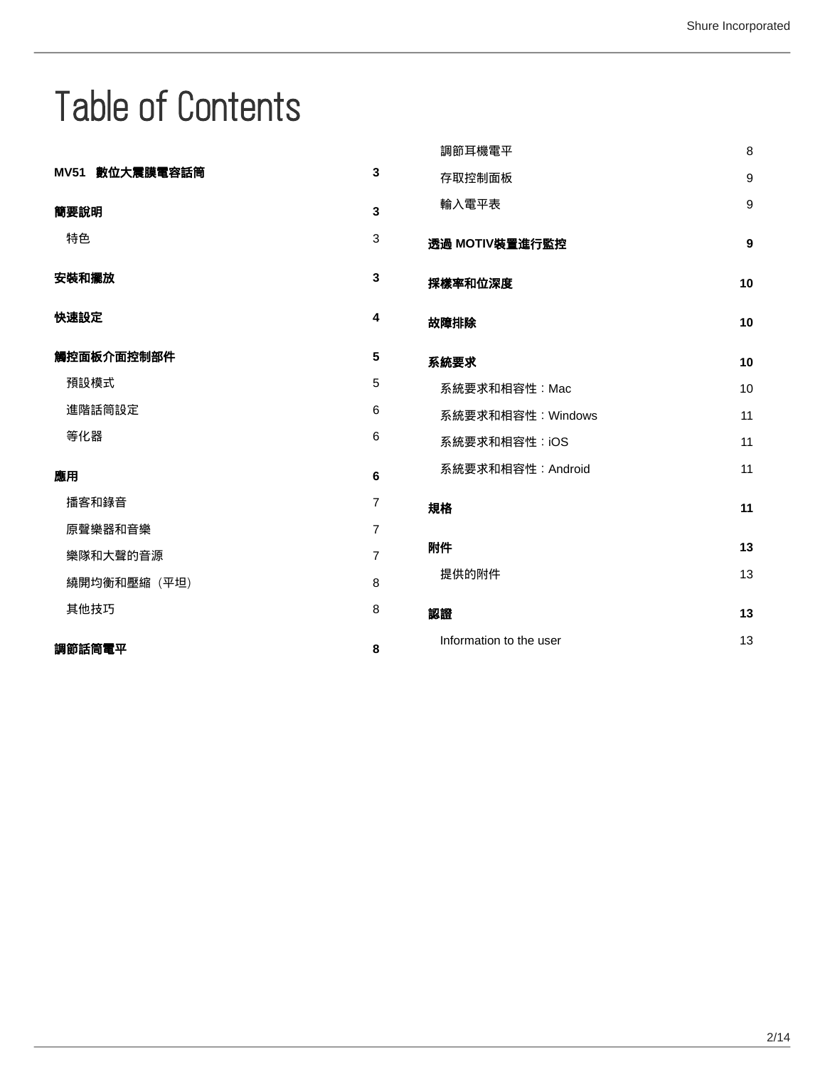# Table of Contents

| | |
|---|---|
| **MV51　數位大震膜電容話筒** | **3** |
| **簡要說明** | **3** |
| 特色 | 3 |
| **安裝和擺放** | **3** |
| **快速設定** | **4** |
| **觸控面板介面控制部件** | **5** |
| 預設模式 | 5 |
| 進階話筒設定 | 6 |
| 等化器 | 6 |
| **應用** | **6** |
| 播客和錄音 | 7 |
| 原聲樂器和音樂 | 7 |
| 樂隊和大聲的音源 | 7 |
| 繞開均衡和壓縮（平坦） | 8 |
| 其他技巧 | 8 |
| **調節話筒電平** | **8** |
| 調節耳機電平 | 8 |
| 存取控制面板 | 9 |
| 輸入電平表 | 9 |
| **透過 MOTIV裝置進行監控** | **9** |
| **採樣率和位深度** | **10** |
| **故障排除** | **10** |
| **系統要求** | **10** |
| 系統要求和相容性：Mac | 10 |
| 系統要求和相容性：Windows | 11 |
| 系統要求和相容性：iOS | 11 |
| 系統要求和相容性：Android | 11 |
| **規格** | **11** |
| **附件** | **13** |
| 提供的附件 | 13 |
| **認證** | **13** |
| Information to the user | 13 |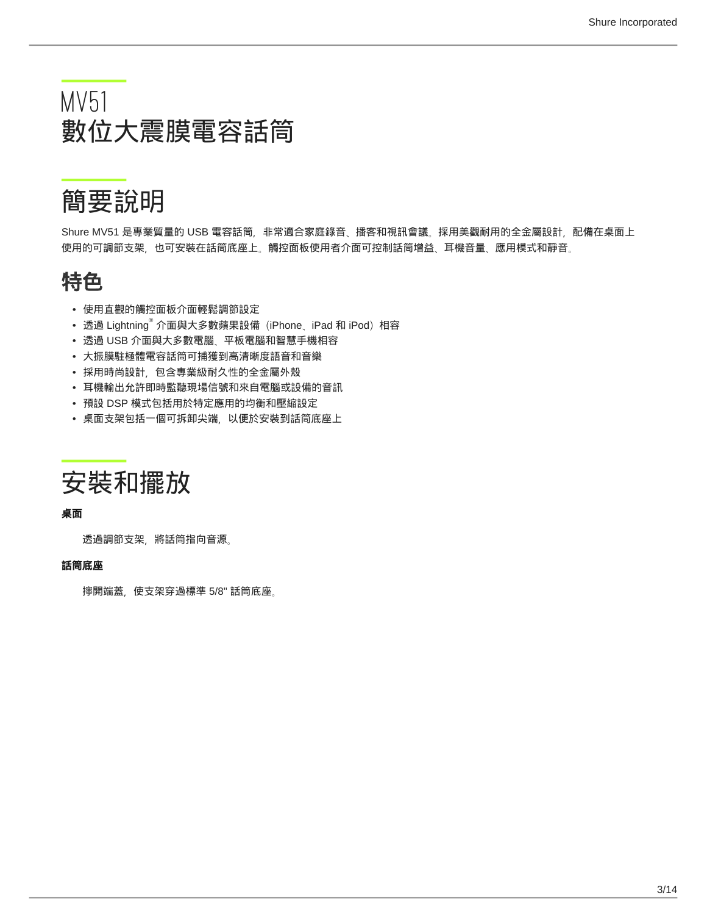# MV51
# 數位大震膜電容話筒

## 簡要說明

Shure MV51 是專業質量的 USB 電容話筒，非常適合家庭錄音、播客和視訊會議。採用美觀耐用的全金屬設計，配備在桌面上使用的可調節支架，也可安裝在話筒底座上。觸控面板使用者介面可控制話筒增益、耳機音量、應用模式和靜音。

## 特色

- 使用直觀的觸控面板介面輕鬆調節設定
- 透過 Lightning® 介面與大多數蘋果設備（iPhone、iPad 和 iPod）相容
- 透過 USB 介面與大多數電腦、平板電腦和智慧手機相容
- 大振膜駐極體電容話筒可捕獲到高清晰度語音和音樂
- 採用時尚設計，包含專業級耐久性的全金屬外殼
- 耳機輸出允許即時監聽現場信號和來自電腦或設備的音訊
- 預設 DSP 模式包括用於特定應用的均衡和壓縮設定
- 桌面支架包括一個可拆卸尖端，以便於安裝到話筒底座上

## 安裝和擺放

**桌面**

透過調節支架，將話筒指向音源。

**話筒底座**

擰開端蓋，使支架穿過標準 5/8" 話筒底座。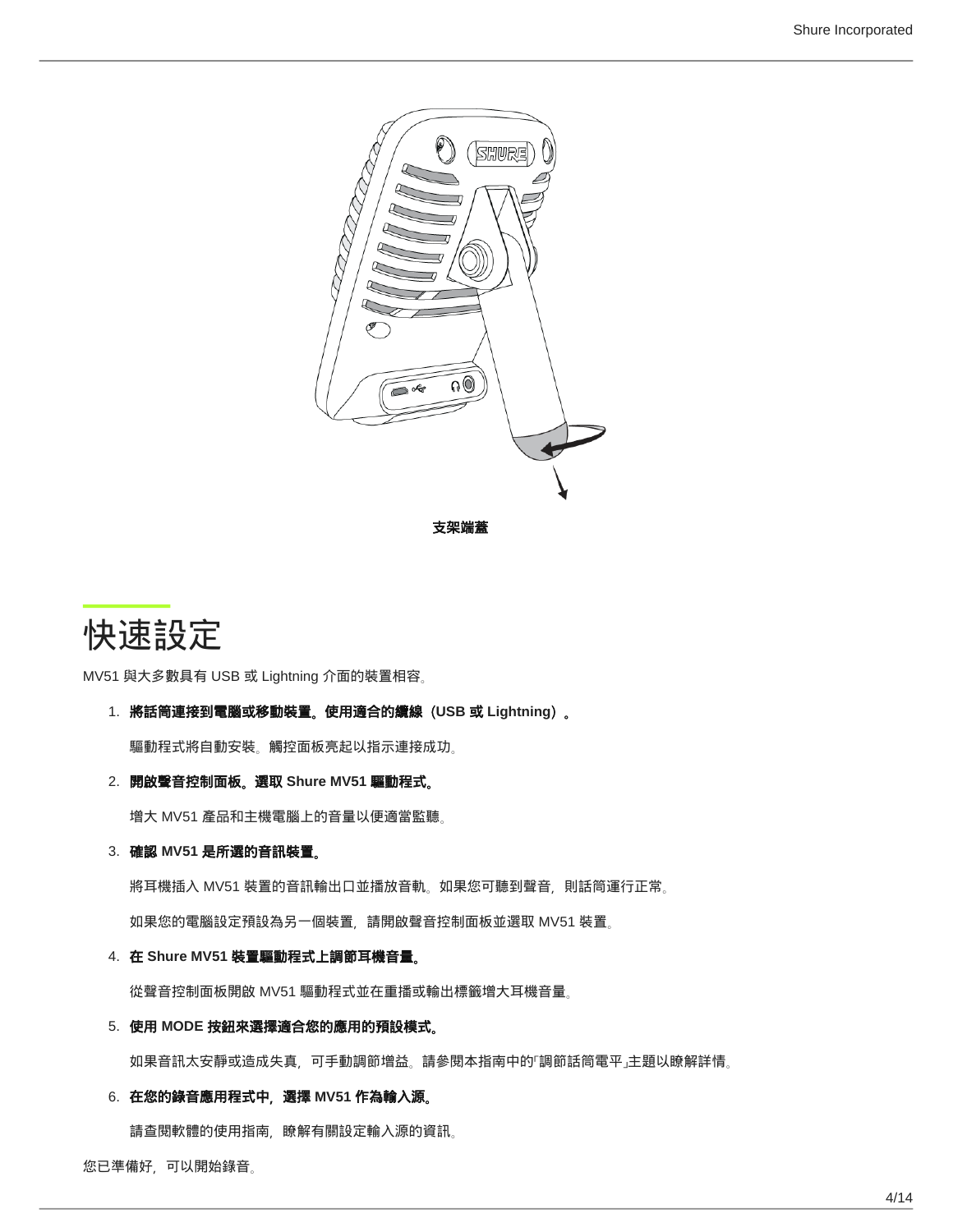支架端蓋

## 快速設定

MV51 與大多數具有 USB 或 Lightning 介面的裝置相容。

1. **將話筒連接到電腦或移動裝置。使用適合的纜線（USB 或 Lightning）。**

   驅動程式將自動安裝。觸控面板亮起以指示連接成功。

2. **開啟聲音控制面板。選取 Shure MV51 驅動程式。**

   增大 MV51 產品和主機電腦上的音量以便適當監聽。

3. **確認 MV51 是所選的音訊裝置。**

   將耳機插入 MV51 裝置的音訊輸出口並播放音軌。如果您可聽到聲音，則話筒運行正常。

   如果您的電腦設定預設為另一個裝置，請開啟聲音控制面板並選取 MV51 裝置。

4. **在 Shure MV51 裝置驅動程式上調節耳機音量。**

   從聲音控制面板開啟 MV51 驅動程式並在重播或輸出標籤增大耳機音量。

5. **使用 MODE 按鈕來選擇適合您的應用的預設模式。**

   如果音訊太安靜或造成失真，可手動調節增益。請參閱本指南中的「調節話筒電平」主題以瞭解詳情。

6. **在您的錄音應用程式中，選擇 MV51 作為輸入源。**

   請查閱軟體的使用指南，瞭解有關設定輸入源的資訊。

您已準備好，可以開始錄音。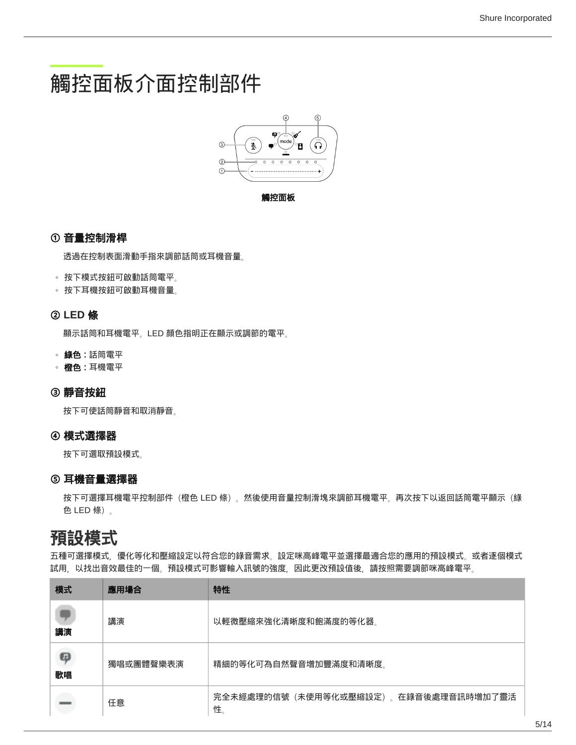# 觸控面板介面控制部件

觸控面板

### ① 音量控制滑桿

透過在控制表面滑動手指來調節話筒或耳機音量。

- 按下模式按鈕可啟動話筒電平。
- 按下耳機按鈕可啟動耳機音量。

### ② LED 條

顯示話筒和耳機電平。LED 顏色指明正在顯示或調節的電平。

- **綠色：**話筒電平
- **橙色：**耳機電平

### ③ 靜音按鈕

按下可使話筒靜音和取消靜音。

### ④ 模式選擇器

按下可選取預設模式。

### ⑤ 耳機音量選擇器

按下可選擇耳機電平控制部件（橙色 LED 條）。然後使用音量控制滑塊來調節耳機電平。再次按下以返回話筒電平顯示（綠色 LED 條）。

# 預設模式

五種可選擇模式，優化等化和壓縮設定以符合您的錄音需求。設定咪高峰電平並選擇最適合您的應用的預設模式。或者逐個模式試用，以找出音效最佳的一個。預設模式可影響輸入訊號的強度，因此更改預設值後，請按照需要調節咪高峰電平。

| 模式 | 應用場合 | 特性 |
| --- | --- | --- |
| **講演** | 講演 | 以輕微壓縮來強化清晰度和飽滿度的等化器。 |
| **歌唱** | 獨唱或團體聲樂表演 | 精細的等化可為自然聲音增加豐滿度和清晰度。 |
| | 任意 | 完全未經處理的信號（未使用等化或壓縮設定）。在錄音後處理音訊時增加了靈活性。 |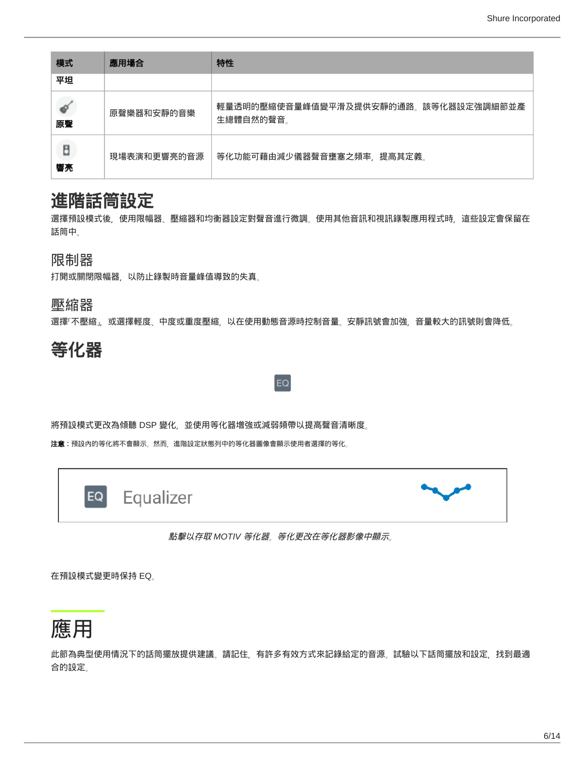| 模式 | 應用場合 | 特性 |
| --- | --- | --- |
| 平坦 | | |
| 原聲 | 原聲樂器和安靜的音樂 | 輕量透明的壓縮使音量峰值變平滑及提供安靜的通路。該等化器設定強調細節並產生總體自然的聲音。 |
| 響亮 | 現場表演和更響亮的音源 | 等化功能可藉由減少儀器聲音壅塞之頻率，提高其定義。 |

# 進階話筒設定

選擇預設模式後，使用限幅器、壓縮器和均衡器設定對聲音進行微調。使用其他音訊和視訊錄製應用程式時，這些設定會保留在話筒中。

## 限制器

打開或關閉限幅器，以防止錄製時音量峰值導致的失真。

## 壓縮器

選擇「不壓縮」，或選擇輕度、中度或重度壓縮，以在使用動態音源時控制音量。安靜訊號會加強，音量較大的訊號則會降低。

# 等化器

EQ

將預設模式更改為傾聽 DSP 變化，並使用等化器增強或減弱頻帶以提高聲音清晰度。

**注意：**預設內的等化將不會顯示。然而，進階設定狀態列中的等化器圖像會顯示使用者選擇的等化。

EQ Equalizer

*點擊以存取 MOTIV 等化器。等化更改在等化器影像中顯示。*

在預設模式變更時保持 EQ。

# 應用

此節為典型使用情況下的話筒擺放提供建議。請記住，有許多有效方式來記錄給定的音源。試驗以下話筒擺放和設定，找到最適合的設定。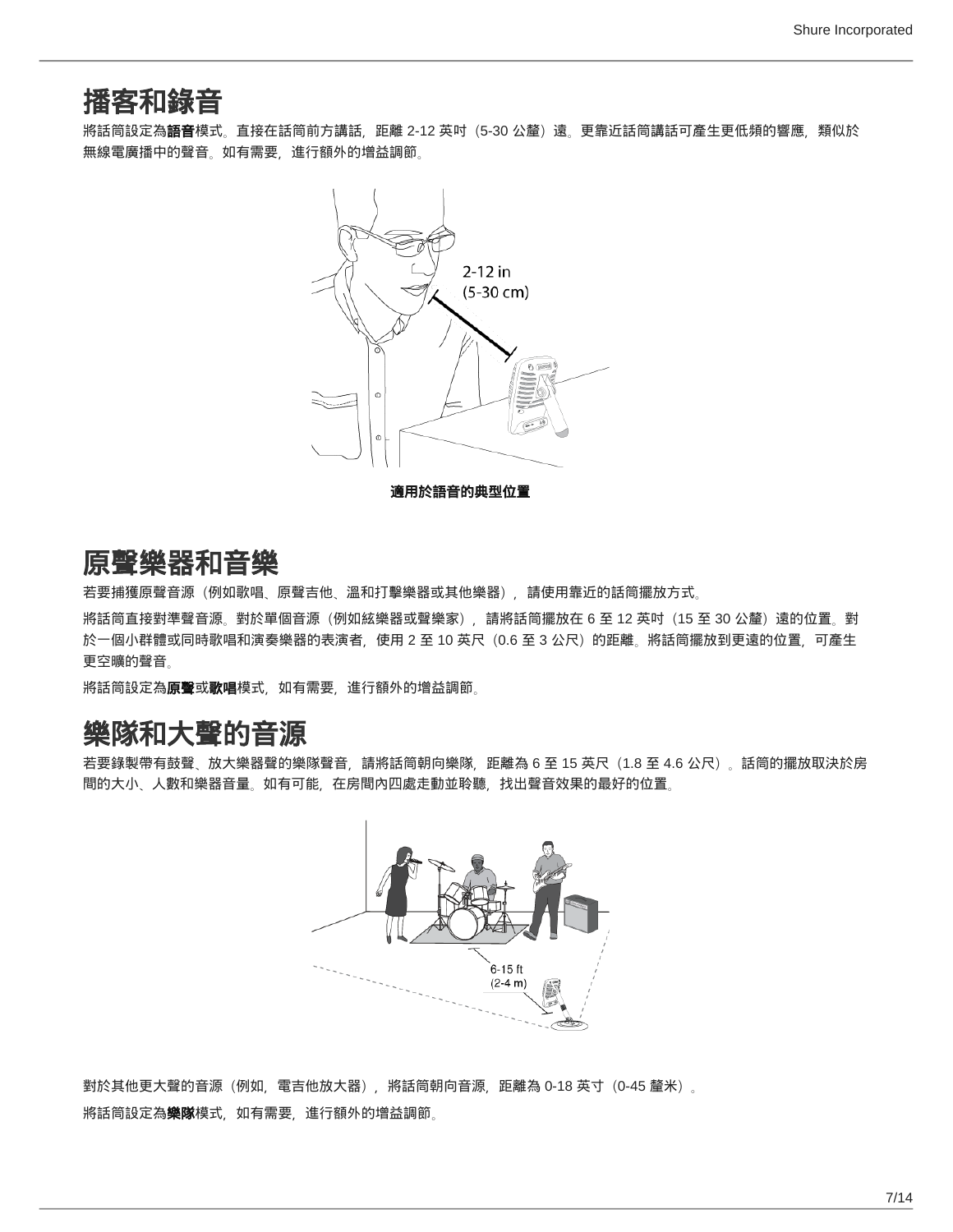# 播客和錄音

將話筒設定為**語音**模式。直接在話筒前方講話，距離 2-12 英吋（5-30 公釐）遠。更靠近話筒講話可產生更低頻的響應，類似於無線電廣播中的聲音。如有需要，進行額外的增益調節。

**適用於語音的典型位置**

# 原聲樂器和音樂

若要捕獲原聲音源（例如歌唱、原聲吉他、溫和打擊樂器或其他樂器），請使用靠近的話筒擺放方式。

將話筒直接對準聲音源。對於單個音源（例如絃樂器或聲樂家），請將話筒擺放在 6 至 12 英吋（15 至 30 公釐）遠的位置。對於一個小群體或同時歌唱和演奏樂器的表演者，使用 2 至 10 英尺（0.6 至 3 公尺）的距離。將話筒擺放到更遠的位置，可產生更空曠的聲音。

將話筒設定為**原聲**或**歌唱**模式，如有需要，進行額外的增益調節。

# 樂隊和大聲的音源

若要錄製帶有鼓聲、放大樂器聲的樂隊聲音，請將話筒朝向樂隊，距離為 6 至 15 英尺（1.8 至 4.6 公尺）。話筒的擺放取決於房間的大小、人數和樂器音量。如有可能，在房間內四處走動並聆聽，找出聲音效果的最好的位置。

對於其他更大聲的音源（例如，電吉他放大器），將話筒朝向音源，距離為 0-18 英寸（0-45 釐米）。

將話筒設定為**樂隊**模式，如有需要，進行額外的增益調節。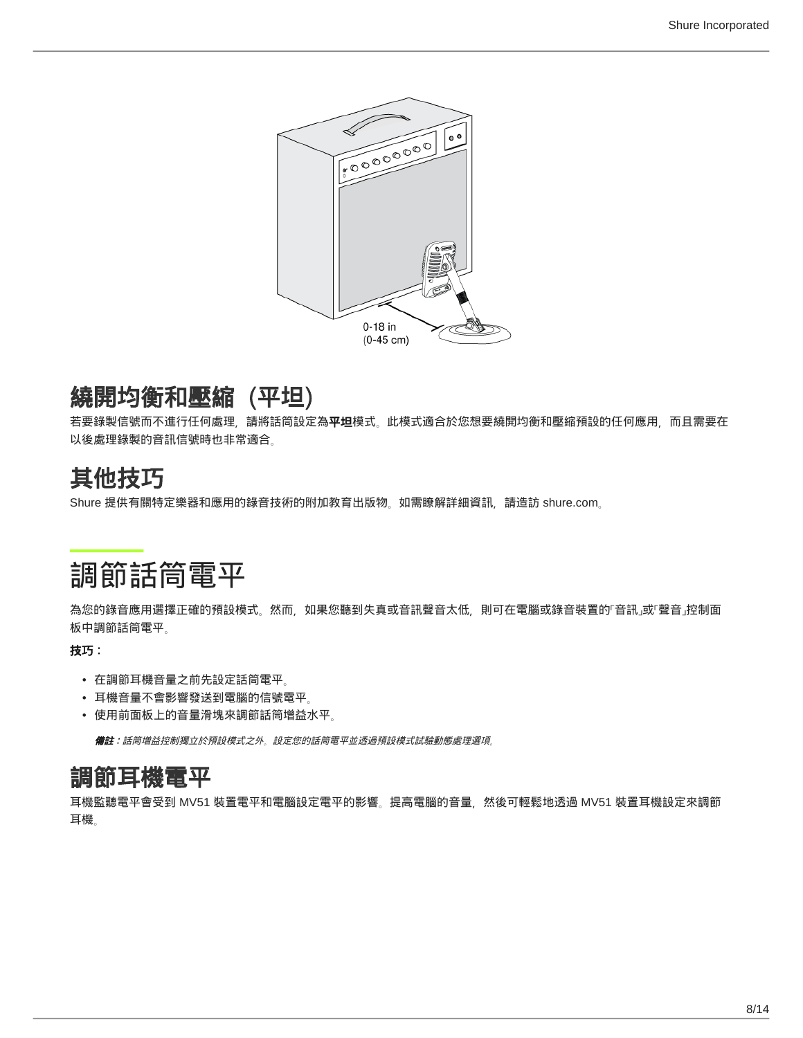## 繞開均衡和壓縮（平坦）

若要錄製信號而不進行任何處理，請將話筒設定為**平坦**模式。此模式適合於您想要繞開均衡和壓縮預設的任何應用，而且需要在以後處理錄製的音訊信號時也非常適合。

## 其他技巧

Shure 提供有關特定樂器和應用的錄音技術的附加教育出版物。如需瞭解詳細資訊，請造訪 shure.com。

# 調節話筒電平

為您的錄音應用選擇正確的預設模式。然而，如果您聽到失真或音訊聲音太低，則可在電腦或錄音裝置的「音訊」或「聲音」控制面板中調節話筒電平。

**技巧：**

- 在調節耳機音量之前先設定話筒電平。
- 耳機音量不會影響發送到電腦的信號電平。
- 使用前面板上的音量滑塊來調節話筒增益水平。

***備註：****話筒增益控制獨立於預設模式之外。設定您的話筒電平並透過預設模式試驗動態處理選項。*

## 調節耳機電平

耳機監聽電平會受到 MV51 裝置電平和電腦設定電平的影響。提高電腦的音量，然後可輕鬆地透過 MV51 裝置耳機設定來調節耳機。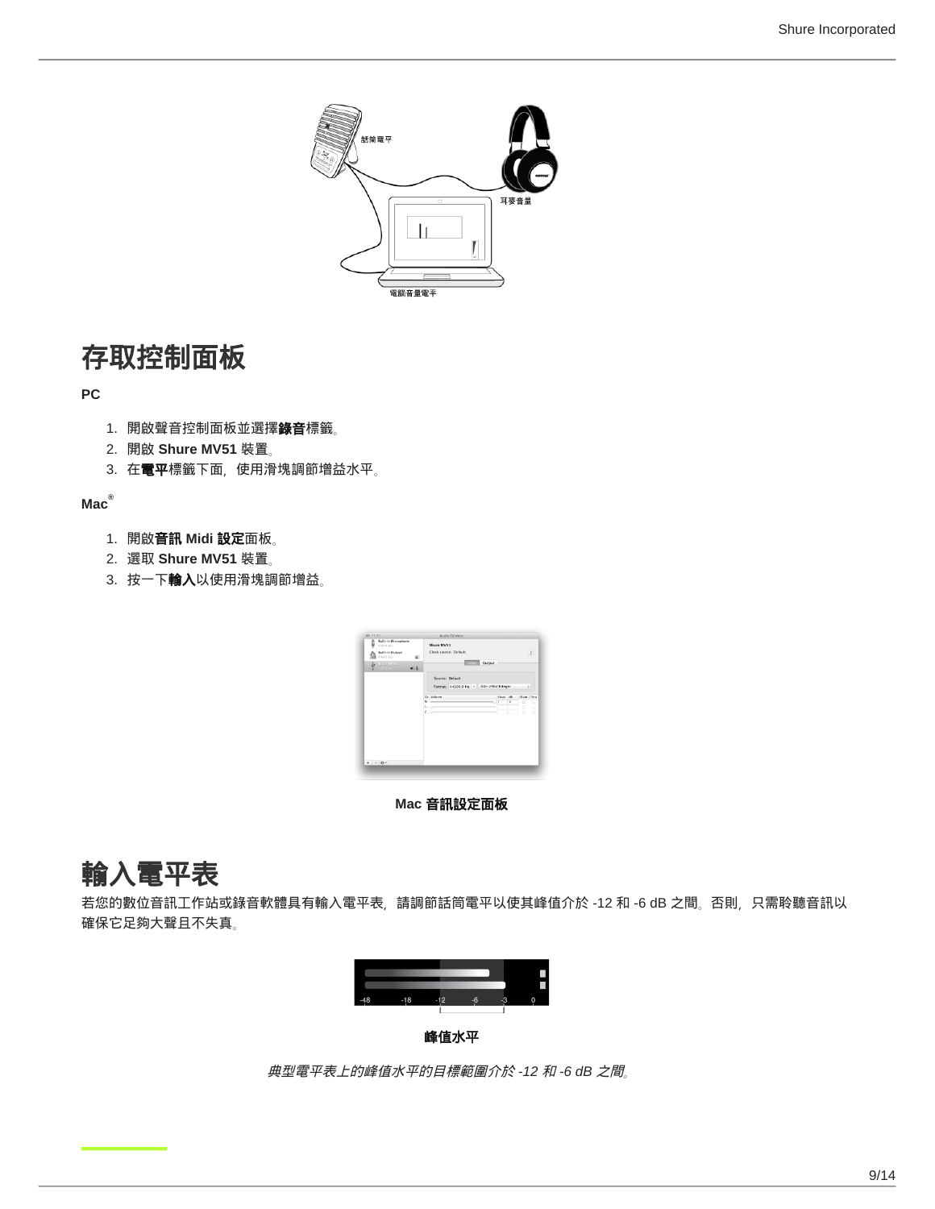# 存取控制面板

**PC**

1. 開啟聲音控制面板並選擇**錄音**標籤。
2. 開啟 **Shure MV51** 裝置。
3. 在**電平**標籤下面，使用滑塊調節增益水平。

**Mac®**

1. 開啟**音訊 Midi 設定**面板。
2. 選取 **Shure MV51** 裝置。
3. 按一下**輸入**以使用滑塊調節增益。

**Mac 音訊設定面板**

# 輸入電平表

若您的數位音訊工作站或錄音軟體具有輸入電平表，請調節話筒電平以使其峰值介於 -12 和 -6 dB 之間。否則，只需聆聽音訊以確保它足夠大聲且不失真。

**峰值水平**

*典型電平表上的峰值水平的目標範圍介於 -12 和 -6 dB 之間。*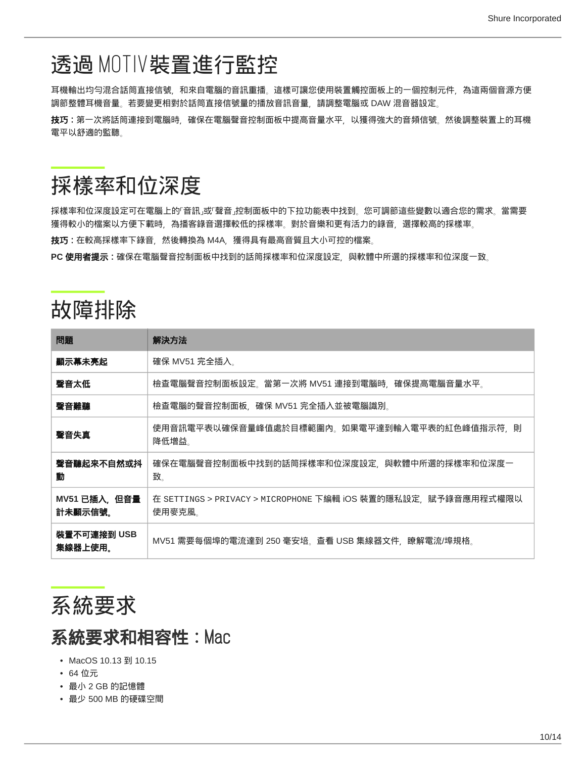# 透過 MOTIV裝置進行監控

耳機輸出均勻混合話筒直接信號，和來自電腦的音訊重播。這樣可讓您使用裝置觸控面板上的一個控制元件，為這兩個音源方便調節整體耳機音量。若要變更相對於話筒直接信號量的播放音訊音量，請調整電腦或 DAW 混音器設定。

**技巧：**第一次將話筒連接到電腦時，確保在電腦聲音控制面板中提高音量水平，以獲得強大的音頻信號。然後調整裝置上的耳機電平以舒適的監聽。

# 採樣率和位深度

採樣率和位深度設定可在電腦上的「音訊」或「聲音」控制面板中的下拉功能表中找到。您可調節這些變數以適合您的需求。當需要獲得較小的檔案以方便下載時，為播客錄音選擇較低的採樣率。對於音樂和更有活力的錄音，選擇較高的採樣率。

**技巧：**在較高採樣率下錄音，然後轉換為 M4A，獲得具有最高音質且大小可控的檔案。

**PC 使用者提示：**確保在電腦聲音控制面板中找到的話筒採樣率和位深度設定，與軟體中所選的採樣率和位深度一致。

# 故障排除

| 問題 | 解決方法 |
| --- | --- |
| **顯示幕未亮起** | 確保 MV51 完全插入。 |
| **聲音太低** | 檢查電腦聲音控制面板設定。當第一次將 MV51 連接到電腦時，確保提高電腦音量水平。 |
| **聲音難聽** | 檢查電腦的聲音控制面板，確保 MV51 完全插入並被電腦識別。 |
| **聲音失真** | 使用音訊電平表以確保音量峰值處於目標範圍內。如果電平達到輸入電平表的紅色峰值指示符，則降低增益。 |
| **聲音聽起來不自然或抖動** | 確保在電腦聲音控制面板中找到的話筒採樣率和位深度設定，與軟體中所選的採樣率和位深度一致。 |
| **MV51 已插入，但音量計未顯示信號。** | 在 SETTINGS > PRIVACY > MICROPHONE 下編輯 iOS 裝置的隱私設定，賦予錄音應用程式權限以使用麥克風。 |
| **裝置不可連接到 USB 集線器上使用。** | MV51 需要每個埠的電流達到 250 毫安培。查看 USB 集線器文件，瞭解電流/埠規格。 |

# 系統要求

## 系統要求和相容性：Mac

- MacOS 10.13 到 10.15
- 64 位元
- 最小 2 GB 的記憶體
- 最少 500 MB 的硬碟空間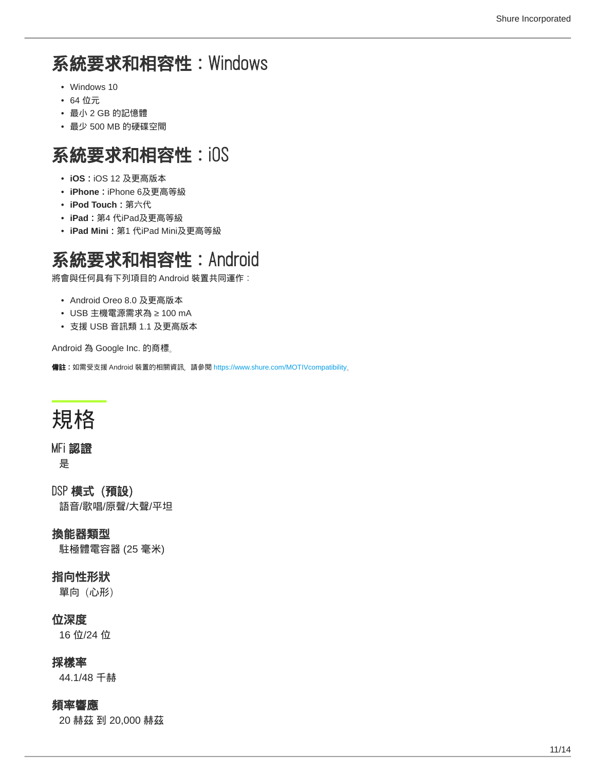## 系統要求和相容性：Windows

- Windows 10
- 64 位元
- 最小 2 GB 的記憶體
- 最少 500 MB 的硬碟空間

## 系統要求和相容性：iOS

- **iOS：**iOS 12 及更高版本
- **iPhone：**iPhone 6及更高等級
- **iPod Touch：**第六代
- **iPad：**第4 代iPad及更高等級
- **iPad Mini：**第1 代iPad Mini及更高等級

## 系統要求和相容性：Android

將會與任何具有下列項目的 Android 裝置共同運作：

- Android Oreo 8.0 及更高版本
- USB 主機電源需求為 ≥ 100 mA
- 支援 USB 音訊類 1.1 及更高版本

Android 為 Google Inc. 的商標。

**備註：**如需受支援 Android 裝置的相關資訊，請參閱 https://www.shure.com/MOTIVcompatibility。

# 規格

### MFi 認證

是

### DSP 模式（預設）

語音/歌唱/原聲/大聲/平坦

### 換能器類型

駐極體電容器 (25 毫米)

### 指向性形狀

單向（心形）

### 位深度

16 位/24 位

### 採樣率

44.1/48 千赫

### 頻率響應

20 赫茲 到 20,000 赫茲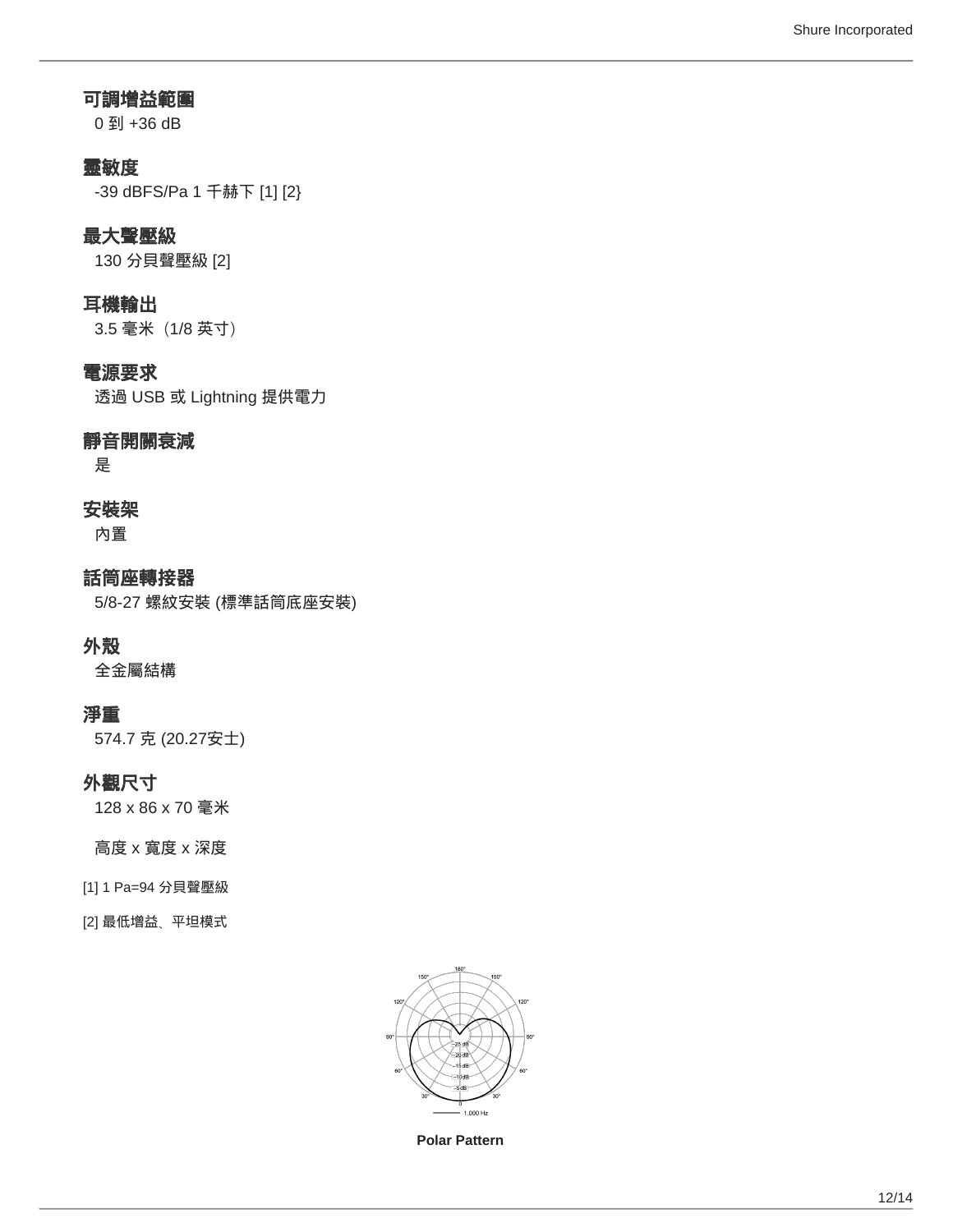### 可調增益範圍

0 到 +36 dB

### 靈敏度

-39 dBFS/Pa 1 千赫下 [1] [2}

### 最大聲壓級

130 分貝聲壓級 [2]

### 耳機輸出

3.5 毫米（1/8 英寸）

### 電源要求

透過 USB 或 Lightning 提供電力

### 靜音開關衰減

是

### 安裝架

內置

### 話筒座轉接器

5/8-27 螺紋安裝 (標準話筒底座安裝)

### 外殼

全金屬結構

### 淨重

574.7 克 (20.27安士)

### 外觀尺寸

128 x 86 x 70 毫米

高度 x 寬度 x 深度

[1] 1 Pa=94 分貝聲壓級

[2] 最低增益、平坦模式

**Polar Pattern**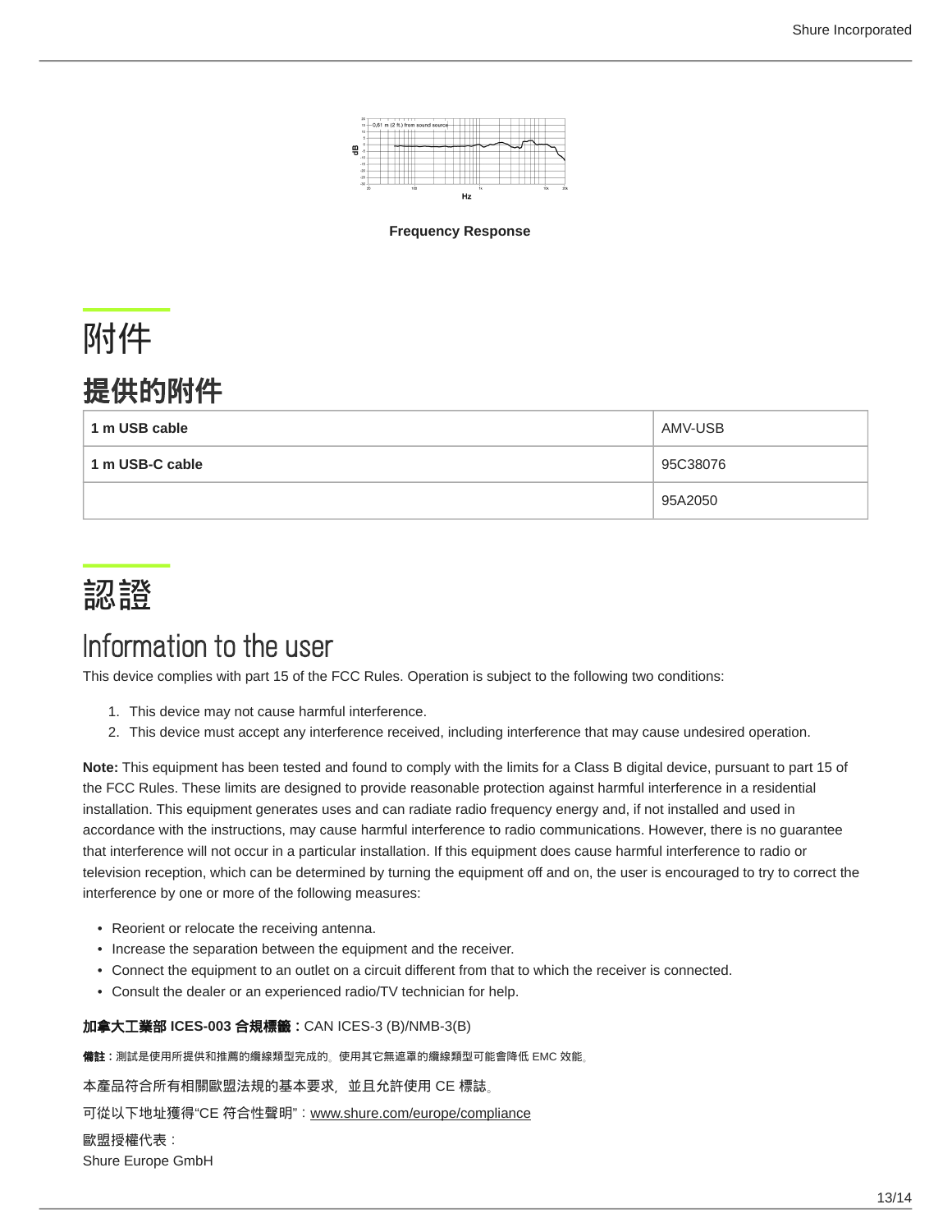Frequency Response

# 附件

## 提供的附件

| 1 m USB cable | AMV-USB |
|---|---|
| 1 m USB-C cable | 95C38076 |
| | 95A2050 |

# 認證

## Information to the user

This device complies with part 15 of the FCC Rules. Operation is subject to the following two conditions:

1. This device may not cause harmful interference.
2. This device must accept any interference received, including interference that may cause undesired operation.

**Note:** This equipment has been tested and found to comply with the limits for a Class B digital device, pursuant to part 15 of the FCC Rules. These limits are designed to provide reasonable protection against harmful interference in a residential installation. This equipment generates uses and can radiate radio frequency energy and, if not installed and used in accordance with the instructions, may cause harmful interference to radio communications. However, there is no guarantee that interference will not occur in a particular installation. If this equipment does cause harmful interference to radio or television reception, which can be determined by turning the equipment off and on, the user is encouraged to try to correct the interference by one or more of the following measures:

- Reorient or relocate the receiving antenna.
- Increase the separation between the equipment and the receiver.
- Connect the equipment to an outlet on a circuit different from that to which the receiver is connected.
- Consult the dealer or an experienced radio/TV technician for help.

**加拿大工業部 ICES-003 合規標籤：**CAN ICES-3 (B)/NMB-3(B)

**備註：**測試是使用所提供和推薦的纜線類型完成的。使用其它無遮罩的纜線類型可能會降低 EMC 效能。

本產品符合所有相關歐盟法規的基本要求，並且允許使用 CE 標誌。

可從以下地址獲得“CE 符合性聲明”：www.shure.com/europe/compliance

歐盟授權代表：
Shure Europe GmbH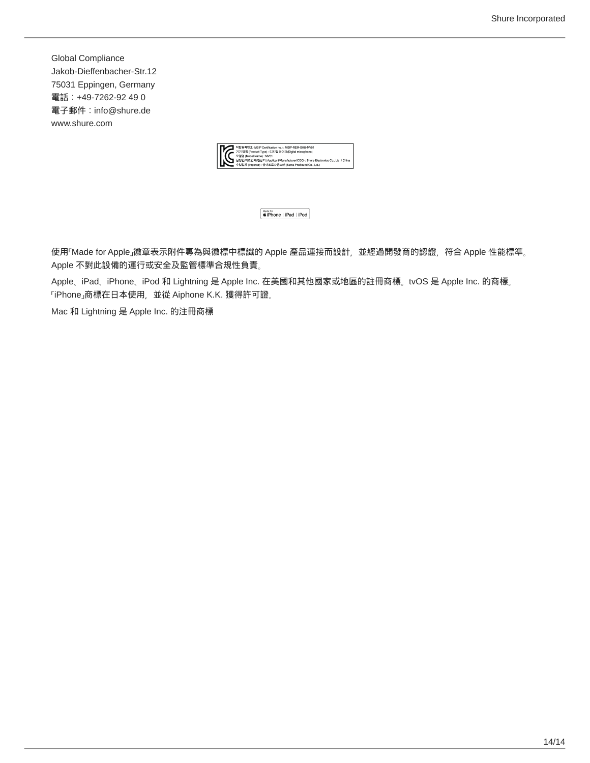Global Compliance
Jakob-Dieffenbacher-Str.12
75031 Eppingen, Germany
電話：+49-7262-92 49 0
電子郵件：info@shure.de
www.shure.com

적합등록번호 (MSIP Certification no.) : MSIP-REM-SHU-MV51
기기명칭 (Product Type) : 디지털 마이크(Digital microphone)
모델명 (Model Name) : MV51
신청인/제조업체/원산지 (Applicant/Manufacturer/COO) : Shure Electronics Co., Ltd. / China
수입업체 (Importer) : 삼아프로사운드㈜ (Sama ProSound Co., Ltd.)

Made for iPhone | iPad | iPod

使用「Made for Apple」徽章表示附件專為與徽標中標識的 Apple 產品連接而設計，並經過開發商的認證，符合 Apple 性能標準。Apple 不對此設備的運行或安全及監管標準合規性負責。

Apple、iPad、iPhone、iPod 和 Lightning 是 Apple Inc. 在美國和其他國家或地區的註冊商標。tvOS 是 Apple Inc. 的商標。「iPhone」商標在日本使用，並從 Aiphone K.K. 獲得許可證。

Mac 和 Lightning 是 Apple Inc. 的注冊商標